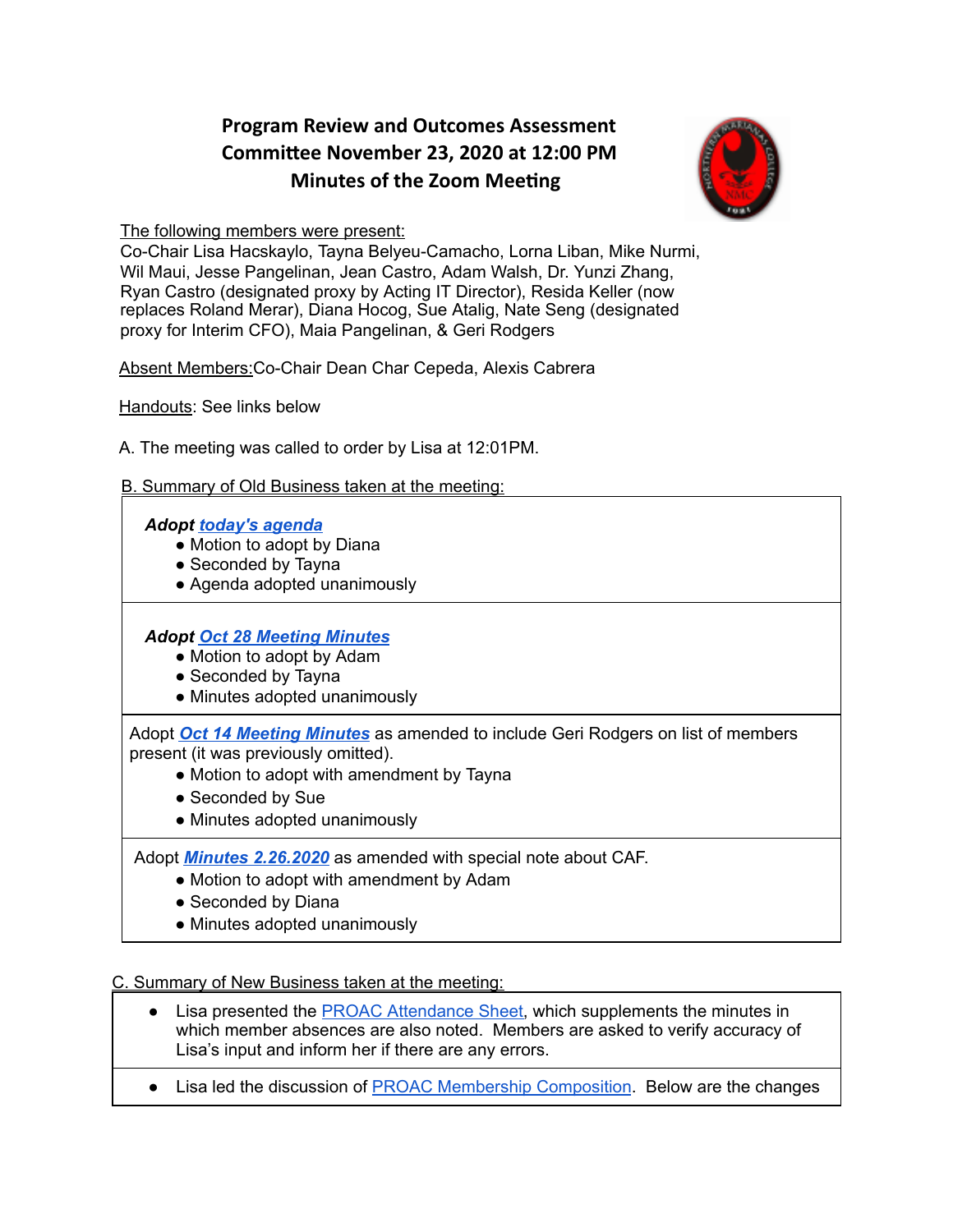# Program Review and Outcomes Assessment Committee November 23, 2020 at 12:00 PM Minutes of the Zoom Meeting

The following members were present:
Co-Chair Lisa Hacskaylo, Tayna Belyeu-Camacho, Lorna Liban, Mike Nurmi, Wil Maui, Jesse Pangelinan, Jean Castro, Adam Walsh, Dr. Yunzi Zhang, Ryan Castro (designated proxy by Acting IT Director), Resida Keller (now replaces Roland Merar), Diana Hocog, Sue Atalig, Nate Seng (designated proxy for Interim CFO), Maia Pangelinan, & Geri Rodgers

Absent Members: Co-Chair Dean Char Cepeda, Alexis Cabrera

Handouts: See links below

A. The meeting was called to order by Lisa at 12:01PM.

B. Summary of Old Business taken at the meeting:

***Adopt today's agenda***
- Motion to adopt by Diana
- Seconded by Tayna
- Agenda adopted unanimously

***Adopt Oct 28 Meeting Minutes***
- Motion to adopt by Adam
- Seconded by Tayna
- Minutes adopted unanimously

Adopt ***Oct 14 Meeting Minutes*** as amended to include Geri Rodgers on list of members present (it was previously omitted).
- Motion to adopt with amendment by Tayna
- Seconded by Sue
- Minutes adopted unanimously

Adopt ***Minutes 2.26.2020*** as amended with special note about CAF.
- Motion to adopt with amendment by Adam
- Seconded by Diana
- Minutes adopted unanimously

C. Summary of New Business taken at the meeting:

- Lisa presented the PROAC Attendance Sheet, which supplements the minutes in which member absences are also noted. Members are asked to verify accuracy of Lisa's input and inform her if there are any errors.

- Lisa led the discussion of PROAC Membership Composition. Below are the changes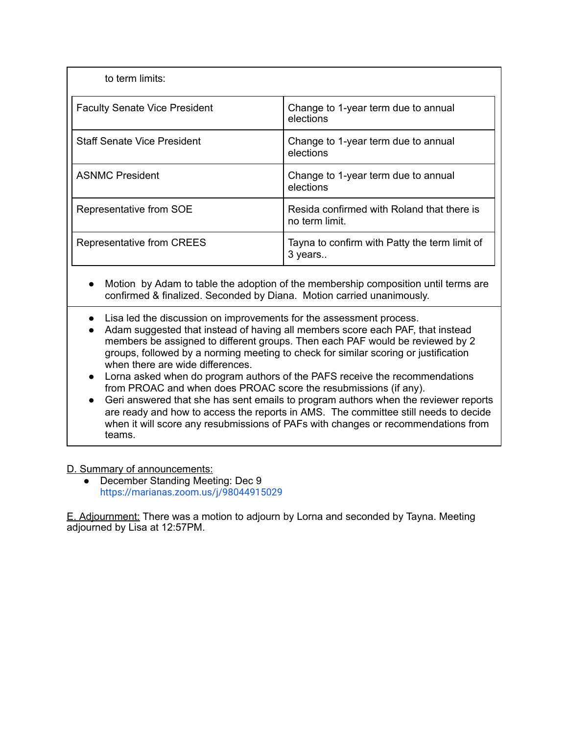to term limits:

| | |
|---|---|
| Faculty Senate Vice President | Change to 1-year term due to annual elections |
| Staff Senate Vice President | Change to 1-year term due to annual elections |
| ASNMC President | Change to 1-year term due to annual elections |
| Representative from SOE | Resida confirmed with Roland that there is no term limit. |
| Representative from CREES | Tayna to confirm with Patty the term limit of 3 years.. |

- Motion by Adam to table the adoption of the membership composition until terms are confirmed & finalized. Seconded by Diana. Motion carried unanimously.

- Lisa led the discussion on improvements for the assessment process.
- Adam suggested that instead of having all members score each PAF, that instead members be assigned to different groups. Then each PAF would be reviewed by 2 groups, followed by a norming meeting to check for similar scoring or justification when there are wide differences.
- Lorna asked when do program authors of the PAFS receive the recommendations from PROAC and when does PROAC score the resubmissions (if any).
- Geri answered that she has sent emails to program authors when the reviewer reports are ready and how to access the reports in AMS. The committee still needs to decide when it will score any resubmissions of PAFs with changes or recommendations from teams.

D. Summary of announcements:

- December Standing Meeting: Dec 9
  https://marianas.zoom.us/j/98044915029

E. Adjournment: There was a motion to adjourn by Lorna and seconded by Tayna. Meeting adjourned by Lisa at 12:57PM.